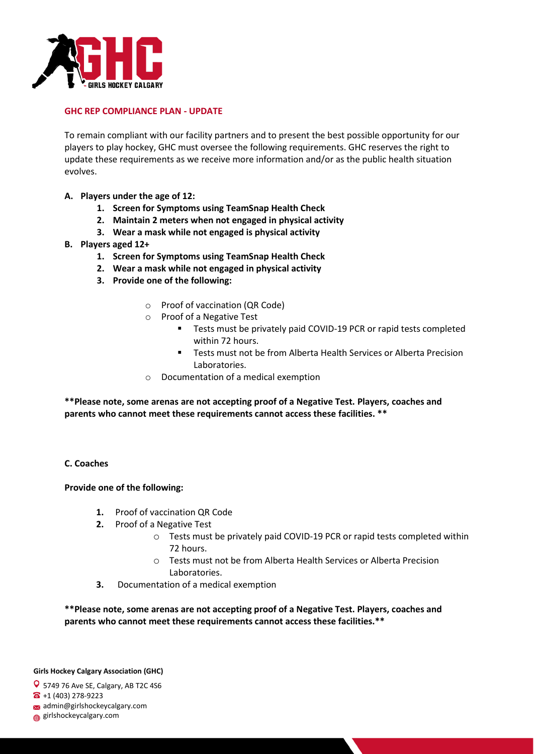## GHC REP COMPLIANCE PLAN - UPDATE

To remain compliant with our facility partners and to present the best possible opportunity for our players to play hockey, GHC must oversee the following requirements. GHC reserves the right to update these requirements as we receive more information and/or as the public health situation evolves.

**A. Players under the age of 12:**

1. **Screen for Symptoms using TeamSnap Health Check**
2. **Maintain 2 meters when not engaged in physical activity**
3. **Wear a mask while not engaged is physical activity**

**B. Players aged 12+**

1. **Screen for Symptoms using TeamSnap Health Check**
2. **Wear a mask while not engaged in physical activity**
3. **Provide one of the following:**
   - Proof of vaccination (QR Code)
   - Proof of a Negative Test
     - Tests must be privately paid COVID-19 PCR or rapid tests completed within 72 hours.
     - Tests must not be from Alberta Health Services or Alberta Precision Laboratories.
   - Documentation of a medical exemption

**\*\*Please note, some arenas are not accepting proof of a Negative Test. Players, coaches and parents who cannot meet these requirements cannot access these facilities. \*\***

**C. Coaches**

**Provide one of the following:**

1. Proof of vaccination QR Code
2. Proof of a Negative Test
   - Tests must be privately paid COVID-19 PCR or rapid tests completed within 72 hours.
   - Tests must not be from Alberta Health Services or Alberta Precision Laboratories.
3. Documentation of a medical exemption

**\*\*Please note, some arenas are not accepting proof of a Negative Test. Players, coaches and parents who cannot meet these requirements cannot access these facilities.\*\***

**Girls Hockey Calgary Association (GHC)**

5749 76 Ave SE, Calgary, AB T2C 4S6
+1 (403) 278-9223
admin@girlshockeycalgary.com
girlshockeycalgary.com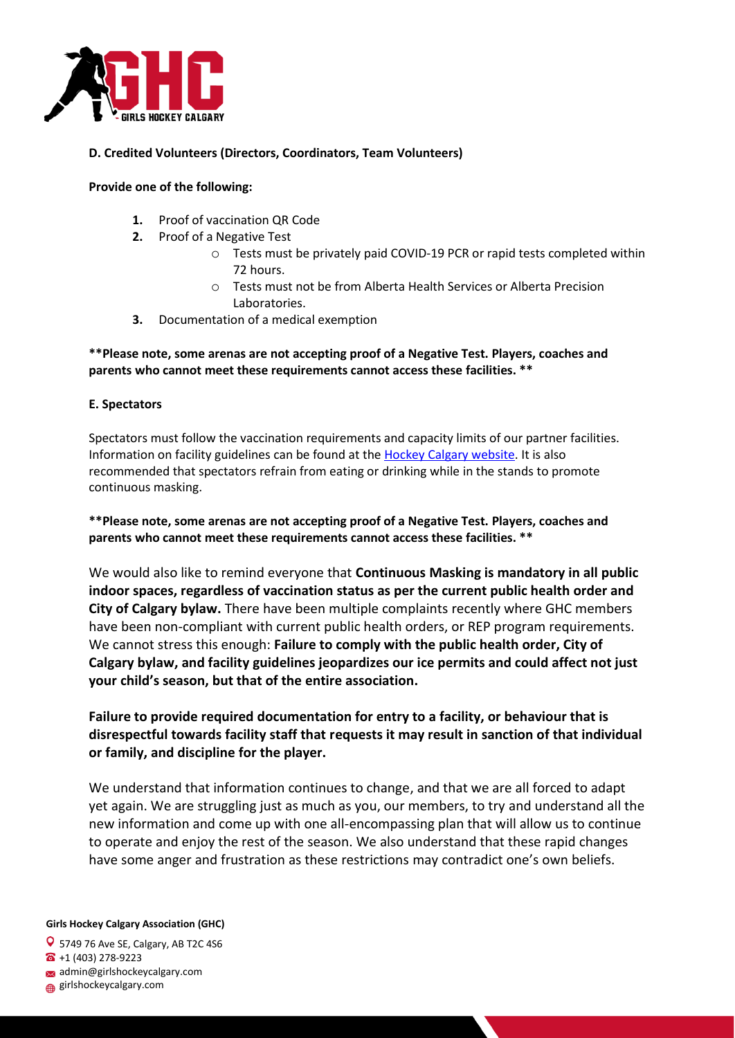**D. Credited Volunteers (Directors, Coordinators, Team Volunteers)**

**Provide one of the following:**

1. Proof of vaccination QR Code
2. Proof of a Negative Test
    - Tests must be privately paid COVID-19 PCR or rapid tests completed within 72 hours.
    - Tests must not be from Alberta Health Services or Alberta Precision Laboratories.
3. Documentation of a medical exemption

**\*\*Please note, some arenas are not accepting proof of a Negative Test. Players, coaches and parents who cannot meet these requirements cannot access these facilities. \*\***

**E. Spectators**

Spectators must follow the vaccination requirements and capacity limits of our partner facilities. Information on facility guidelines can be found at the Hockey Calgary website. It is also recommended that spectators refrain from eating or drinking while in the stands to promote continuous masking.

**\*\*Please note, some arenas are not accepting proof of a Negative Test. Players, coaches and parents who cannot meet these requirements cannot access these facilities. \*\***

We would also like to remind everyone that **Continuous Masking is mandatory in all public indoor spaces, regardless of vaccination status as per the current public health order and City of Calgary bylaw.** There have been multiple complaints recently where GHC members have been non-compliant with current public health orders, or REP program requirements. We cannot stress this enough: **Failure to comply with the public health order, City of Calgary bylaw, and facility guidelines jeopardizes our ice permits and could affect not just your child's season, but that of the entire association.**

**Failure to provide required documentation for entry to a facility, or behaviour that is disrespectful towards facility staff that requests it may result in sanction of that individual or family, and discipline for the player.**

We understand that information continues to change, and that we are all forced to adapt yet again. We are struggling just as much as you, our members, to try and understand all the new information and come up with one all-encompassing plan that will allow us to continue to operate and enjoy the rest of the season. We also understand that these rapid changes have some anger and frustration as these restrictions may contradict one's own beliefs.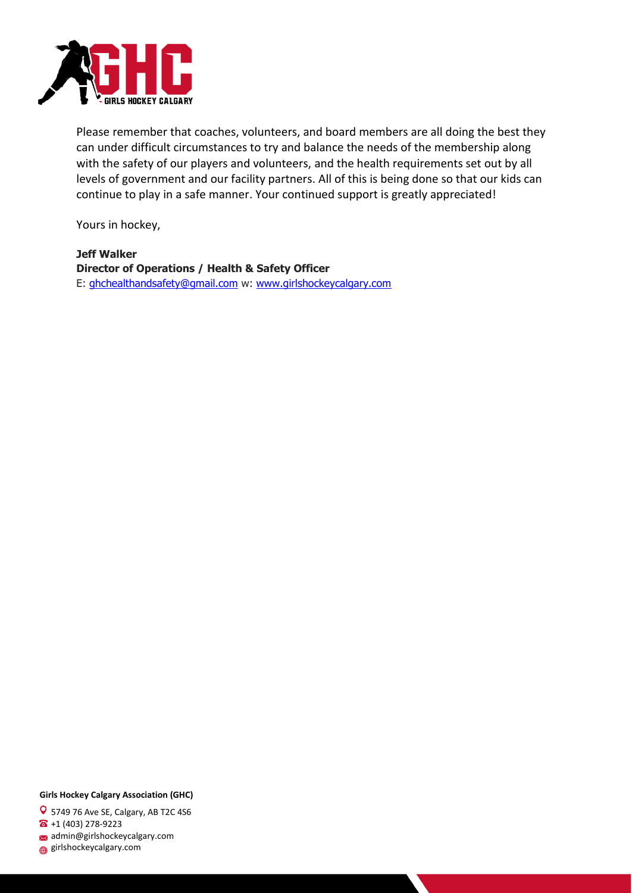Please remember that coaches, volunteers, and board members are all doing the best they can under difficult circumstances to try and balance the needs of the membership along with the safety of our players and volunteers, and the health requirements set out by all levels of government and our facility partners. All of this is being done so that our kids can continue to play in a safe manner. Your continued support is greatly appreciated!

Yours in hockey,

**Jeff Walker**
**Director of Operations / Health & Safety Officer**
E: ghchealthandsafety@gmail.com w: www.girlshockeycalgary.com

**Girls Hockey Calgary Association (GHC)**

5749 76 Ave SE, Calgary, AB T2C 4S6
+1 (403) 278-9223
admin@girlshockeycalgary.com
girlshockeycalgary.com